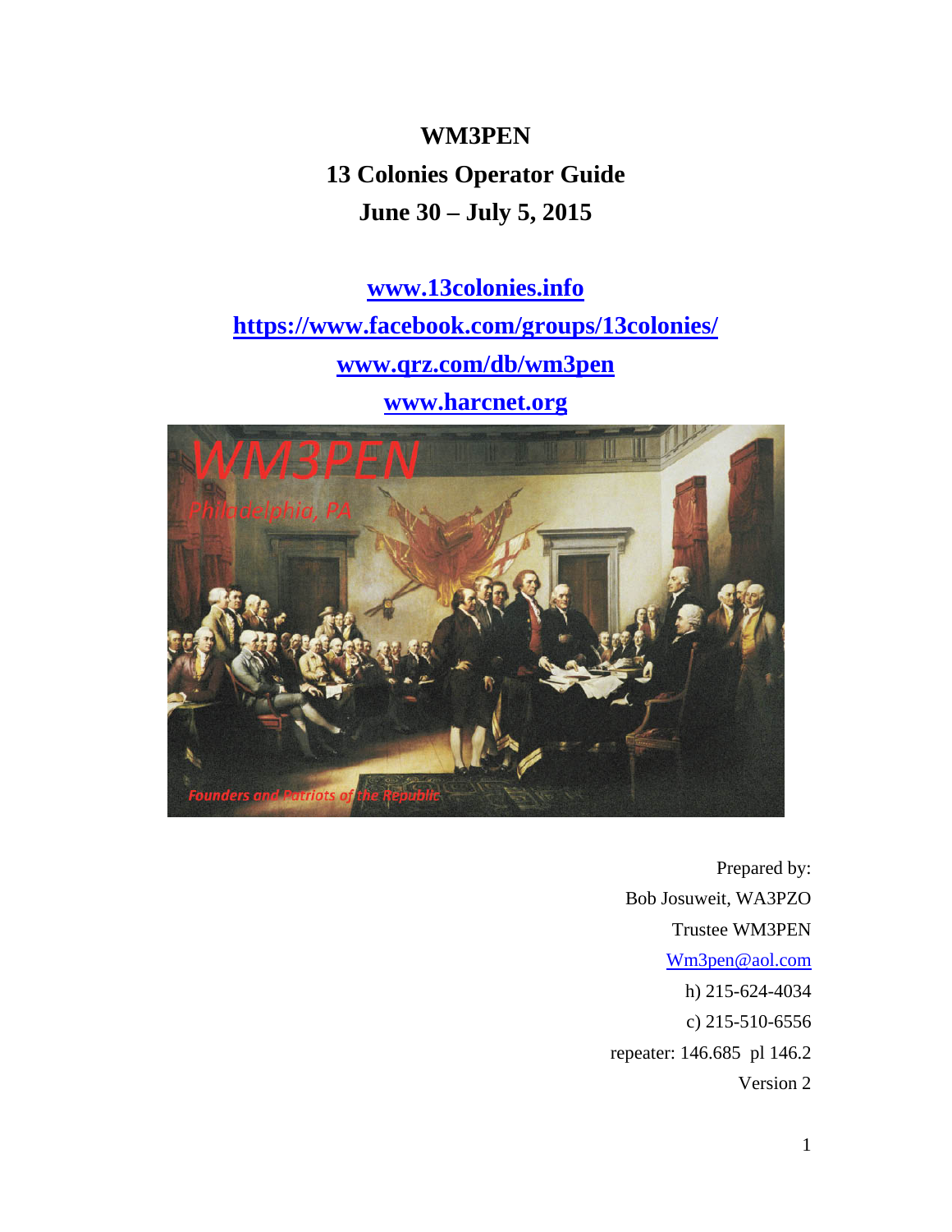# WM3PEN

## 13 Colonies Operator Guide

## June 30 – July 5, 2015

**www.13colonies.info**

**https://www.facebook.com/groups/13colonies/**

**www.qrz.com/db/wm3pen**

**www.harcnet.org**

Prepared by:
Bob Josuweit, WA3PZO
Trustee WM3PEN
Wm3pen@aol.com
h) 215-624-4034
c) 215-510-6556
repeater: 146.685 pl 146.2
Version 2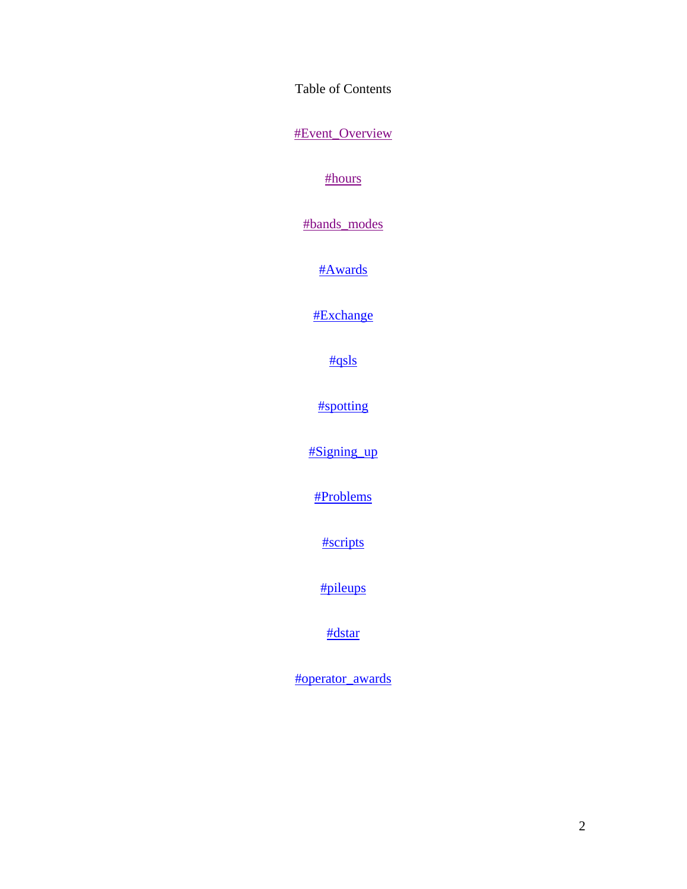Table of Contents

#Event_Overview

#hours

#bands_modes

#Awards

#Exchange

#qsls

#spotting

#Signing_up

#Problems

#scripts

#pileups

#dstar

#operator_awards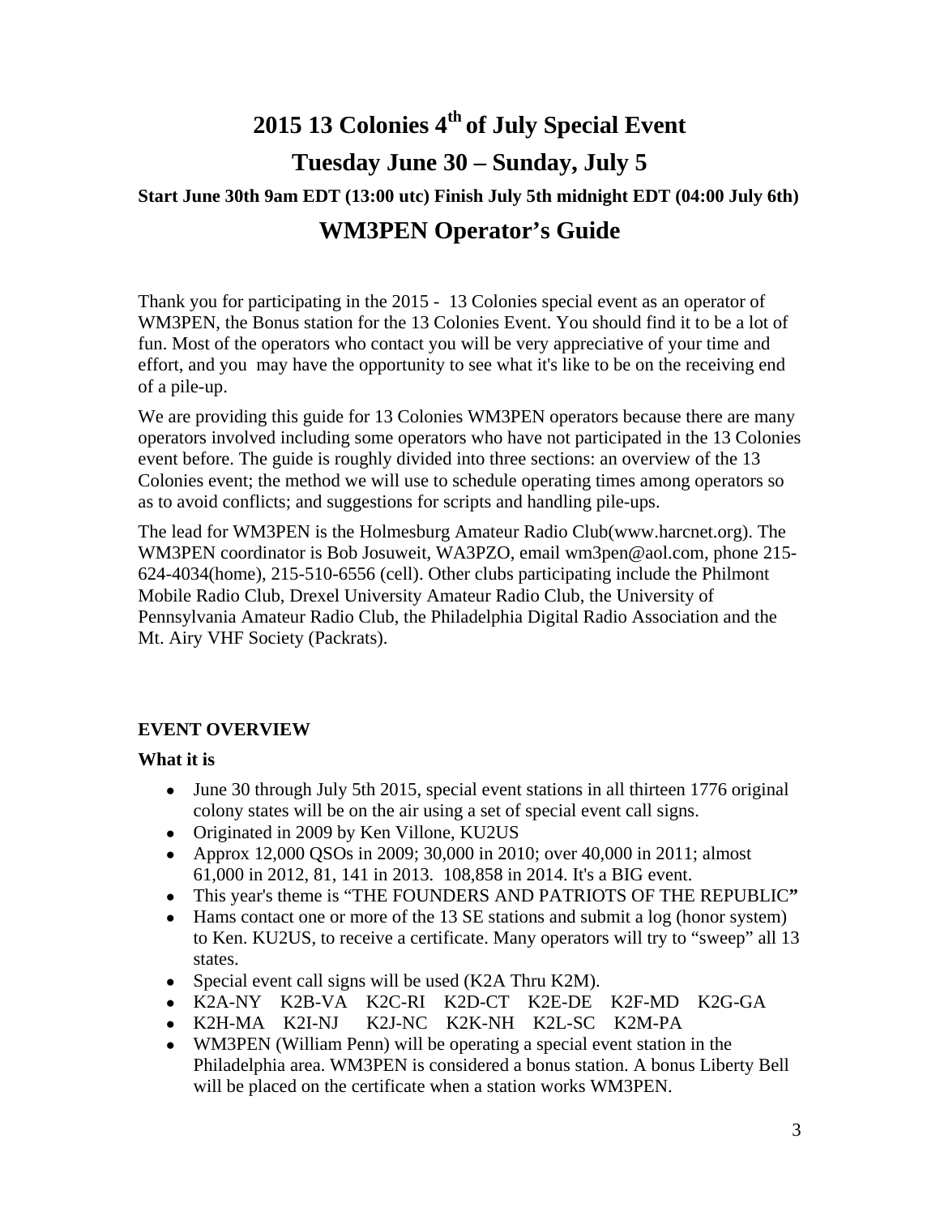# 2015 13 Colonies 4th of July Special Event

# Tuesday June 30 – Sunday, July 5

**Start June 30th 9am EDT (13:00 utc) Finish July 5th midnight EDT (04:00 July 6th)**

## WM3PEN Operator's Guide

Thank you for participating in the 2015 - 13 Colonies special event as an operator of WM3PEN, the Bonus station for the 13 Colonies Event. You should find it to be a lot of fun. Most of the operators who contact you will be very appreciative of your time and effort, and you may have the opportunity to see what it's like to be on the receiving end of a pile-up.

We are providing this guide for 13 Colonies WM3PEN operators because there are many operators involved including some operators who have not participated in the 13 Colonies event before. The guide is roughly divided into three sections: an overview of the 13 Colonies event; the method we will use to schedule operating times among operators so as to avoid conflicts; and suggestions for scripts and handling pile-ups.

The lead for WM3PEN is the Holmesburg Amateur Radio Club(www.harcnet.org). The WM3PEN coordinator is Bob Josuweit, WA3PZO, email wm3pen@aol.com, phone 215-624-4034(home), 215-510-6556 (cell). Other clubs participating include the Philmont Mobile Radio Club, Drexel University Amateur Radio Club, the University of Pennsylvania Amateur Radio Club, the Philadelphia Digital Radio Association and the Mt. Airy VHF Society (Packrats).

### EVENT OVERVIEW

**What it is**

- June 30 through July 5th 2015, special event stations in all thirteen 1776 original colony states will be on the air using a set of special event call signs.
- Originated in 2009 by Ken Villone, KU2US
- Approx 12,000 QSOs in 2009; 30,000 in 2010; over 40,000 in 2011; almost 61,000 in 2012, 81, 141 in 2013. 108,858 in 2014. It's a BIG event.
- This year's theme is "THE FOUNDERS AND PATRIOTS OF THE REPUBLIC**"**
- Hams contact one or more of the 13 SE stations and submit a log (honor system) to Ken. KU2US, to receive a certificate. Many operators will try to "sweep" all 13 states.
- Special event call signs will be used (K2A Thru K2M).
- K2A-NY K2B-VA K2C-RI K2D-CT K2E-DE K2F-MD K2G-GA
- K2H-MA K2I-NJ K2J-NC K2K-NH K2L-SC K2M-PA
- WM3PEN (William Penn) will be operating a special event station in the Philadelphia area. WM3PEN is considered a bonus station. A bonus Liberty Bell will be placed on the certificate when a station works WM3PEN.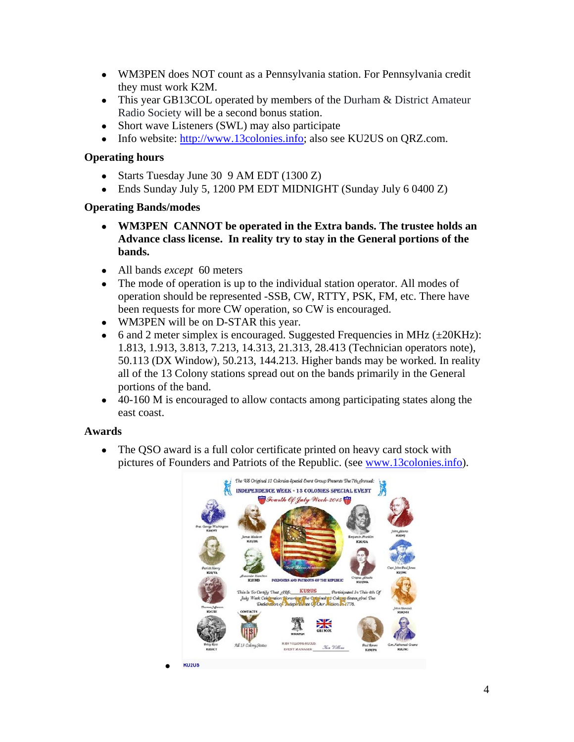- WM3PEN does NOT count as a Pennsylvania station. For Pennsylvania credit they must work K2M.
- This year GB13COL operated by members of the Durham & District Amateur Radio Society will be a second bonus station.
- Short wave Listeners (SWL) may also participate
- Info website: http://www.13colonies.info; also see KU2US on QRZ.com.

### Operating hours

- Starts Tuesday June 30 9 AM EDT (1300 Z)
- Ends Sunday July 5, 1200 PM EDT MIDNIGHT (Sunday July 6 0400 Z)

### Operating Bands/modes

- **WM3PEN CANNOT be operated in the Extra bands. The trustee holds an Advance class license. In reality try to stay in the General portions of the bands.**
- All bands *except* 60 meters
- The mode of operation is up to the individual station operator. All modes of operation should be represented -SSB, CW, RTTY, PSK, FM, etc. There have been requests for more CW operation, so CW is encouraged.
- WM3PEN will be on D-STAR this year.
- 6 and 2 meter simplex is encouraged. Suggested Frequencies in MHz (±20KHz): 1.813, 1.913, 3.813, 7.213, 14.313, 21.313, 28.413 (Technician operators note), 50.113 (DX Window), 50.213, 144.213. Higher bands may be worked. In reality all of the 13 Colony stations spread out on the bands primarily in the General portions of the band.
- 40-160 M is encouraged to allow contacts among participating states along the east coast.

### Awards

- The QSO award is a full color certificate printed on heavy card stock with pictures of Founders and Patriots of the Republic. (see www.13colonies.info).
- KU2US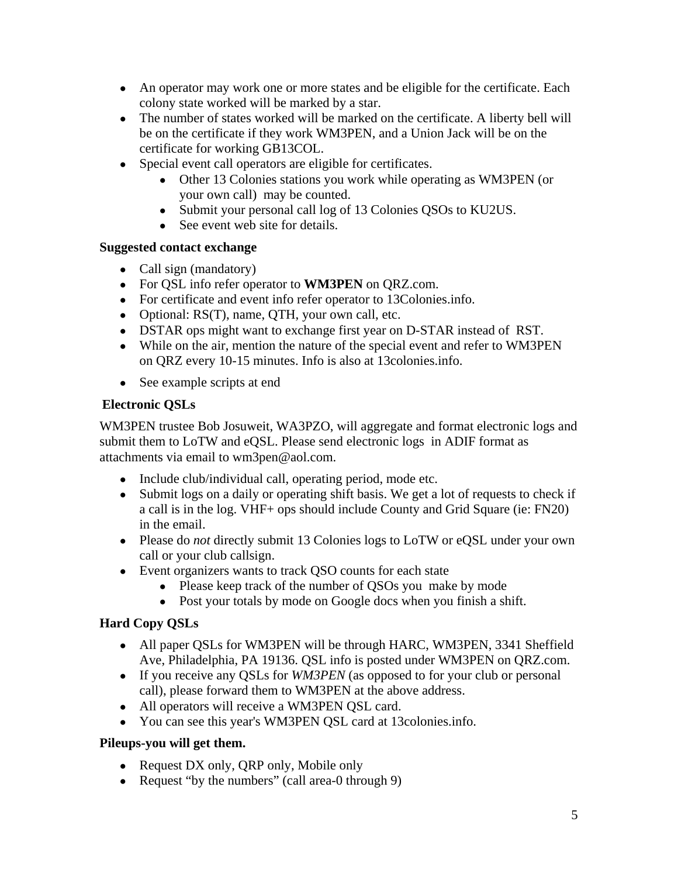- An operator may work one or more states and be eligible for the certificate. Each colony state worked will be marked by a star.
- The number of states worked will be marked on the certificate. A liberty bell will be on the certificate if they work WM3PEN, and a Union Jack will be on the certificate for working GB13COL.
- Special event call operators are eligible for certificates.
    - Other 13 Colonies stations you work while operating as WM3PEN (or your own call) may be counted.
    - Submit your personal call log of 13 Colonies QSOs to KU2US.
    - See event web site for details.

**Suggested contact exchange**

- Call sign (mandatory)
- For QSL info refer operator to **WM3PEN** on QRZ.com.
- For certificate and event info refer operator to 13Colonies.info.
- Optional: RS(T), name, QTH, your own call, etc.
- DSTAR ops might want to exchange first year on D-STAR instead of RST.
- While on the air, mention the nature of the special event and refer to WM3PEN on QRZ every 10-15 minutes. Info is also at 13colonies.info.
- See example scripts at end

**Electronic QSLs**

WM3PEN trustee Bob Josuweit, WA3PZO, will aggregate and format electronic logs and submit them to LoTW and eQSL. Please send electronic logs in ADIF format as attachments via email to wm3pen@aol.com.

- Include club/individual call, operating period, mode etc.
- Submit logs on a daily or operating shift basis. We get a lot of requests to check if a call is in the log. VHF+ ops should include County and Grid Square (ie: FN20) in the email.
- Please do *not* directly submit 13 Colonies logs to LoTW or eQSL under your own call or your club callsign.
- Event organizers wants to track QSO counts for each state
    - Please keep track of the number of QSOs you make by mode
    - Post your totals by mode on Google docs when you finish a shift.

**Hard Copy QSLs**

- All paper QSLs for WM3PEN will be through HARC, WM3PEN, 3341 Sheffield Ave, Philadelphia, PA 19136. QSL info is posted under WM3PEN on QRZ.com.
- If you receive any QSLs for *WM3PEN* (as opposed to for your club or personal call), please forward them to WM3PEN at the above address.
- All operators will receive a WM3PEN QSL card.
- You can see this year's WM3PEN QSL card at 13colonies.info.

**Pileups-you will get them.**

- Request DX only, QRP only, Mobile only
- Request "by the numbers" (call area-0 through 9)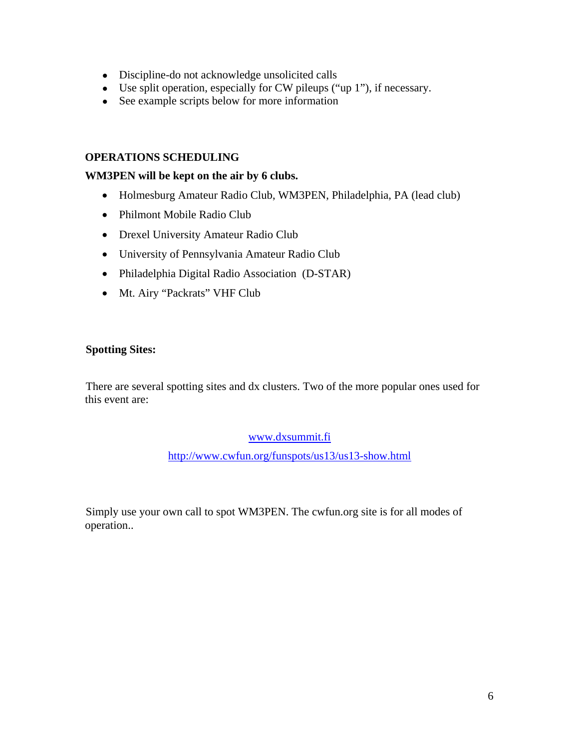- Discipline-do not acknowledge unsolicited calls
- Use split operation, especially for CW pileups ("up 1"), if necessary.
- See example scripts below for more information

## OPERATIONS SCHEDULING

**WM3PEN will be kept on the air by 6 clubs.**

- Holmesburg Amateur Radio Club, WM3PEN, Philadelphia, PA (lead club)
- Philmont Mobile Radio Club
- Drexel University Amateur Radio Club
- University of Pennsylvania Amateur Radio Club
- Philadelphia Digital Radio Association (D-STAR)
- Mt. Airy "Packrats" VHF Club

**Spotting Sites:**

There are several spotting sites and dx clusters. Two of the more popular ones used for this event are:

www.dxsummit.fi

http://www.cwfun.org/funspots/us13/us13-show.html

Simply use your own call to spot WM3PEN. The cwfun.org site is for all modes of operation..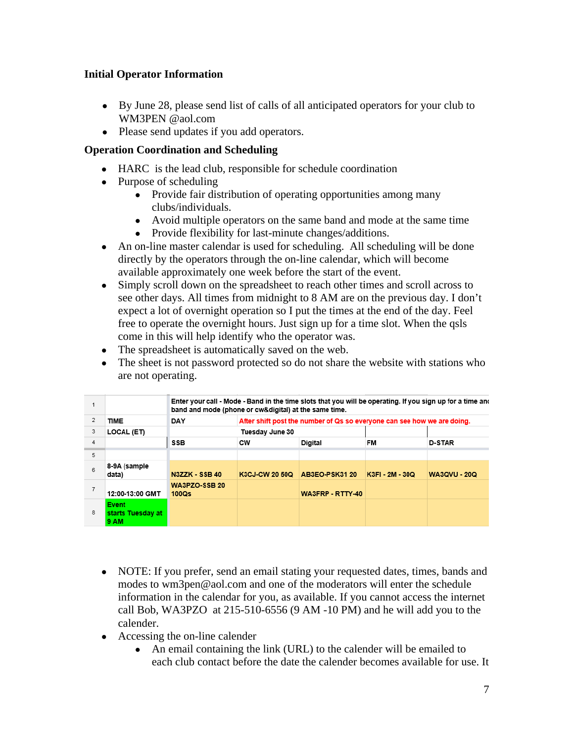**Initial Operator Information**

- By June 28, please send list of calls of all anticipated operators for your club to WM3PEN @aol.com
- Please send updates if you add operators.

**Operation Coordination and Scheduling**

- HARC is the lead club, responsible for schedule coordination
- Purpose of scheduling
  - Provide fair distribution of operating opportunities among many clubs/individuals.
  - Avoid multiple operators on the same band and mode at the same time
  - Provide flexibility for last-minute changes/additions.
- An on-line master calendar is used for scheduling. All scheduling will be done directly by the operators through the on-line calendar, which will become available approximately one week before the start of the event.
- Simply scroll down on the spreadsheet to reach other times and scroll across to see other days. All times from midnight to 8 AM are on the previous day. I don't expect a lot of overnight operation so I put the times at the end of the day. Feel free to operate the overnight hours. Just sign up for a time slot. When the qsls come in this will help identify who the operator was.
- The spreadsheet is automatically saved on the web.
- The sheet is not password protected so do not share the website with stations who are not operating.

| | | | | | | |
|---|---|---|---|---|---|---|
| 1 | | Enter your call - Mode - Band in the time slots that you will be operating. If you sign up for a time and band and mode (phone or cw&digital) at the same time. | | | | |
| 2 | TIME | DAY | After shift post the number of Qs so everyone can see how we are doing. | | | |
| 3 | LOCAL (ET) | | Tuesday June 30 | | | |
| 4 | | SSB | CW | Digital | FM | D-STAR |
| 5 | | | | | | |
| 6 | 8-9A (sample data) | N3ZZK - SSB 40 | K3CJ-CW 20 50Q | AB3EO-PSK31 20 | K3FI - 2M - 30Q | WA3QVU - 20Q |
| 7 | 12:00-13:00 GMT | WA3PZO-SSB 20 100Qs | | WA3FRP - RTTY-40 | | |
| 8 | Event starts Tuesday at 9 AM | | | | | |

- NOTE: If you prefer, send an email stating your requested dates, times, bands and modes to wm3pen@aol.com and one of the moderators will enter the schedule information in the calendar for you, as available. If you cannot access the internet call Bob, WA3PZO at 215-510-6556 (9 AM -10 PM) and he will add you to the calender.
- Accessing the on-line calender
  - An email containing the link (URL) to the calender will be emailed to each club contact before the date the calender becomes available for use. It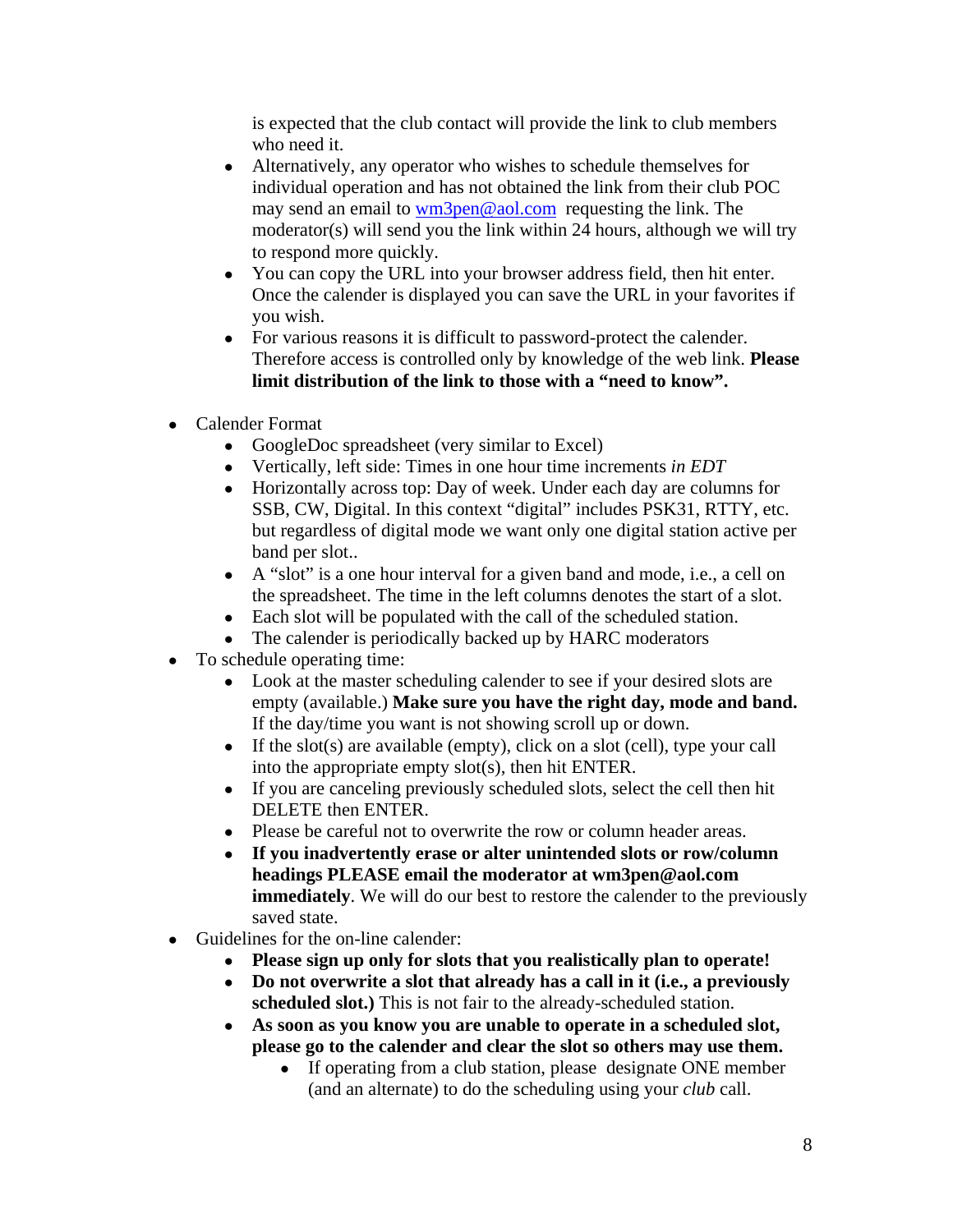is expected that the club contact will provide the link to club members who need it.

  - Alternatively, any operator who wishes to schedule themselves for individual operation and has not obtained the link from their club POC may send an email to [wm3pen@aol.com](mailto:wm3pen@aol.com) requesting the link. The moderator(s) will send you the link within 24 hours, although we will try to respond more quickly.
  - You can copy the URL into your browser address field, then hit enter. Once the calender is displayed you can save the URL in your favorites if you wish.
  - For various reasons it is difficult to password-protect the calender. Therefore access is controlled only by knowledge of the web link. **Please limit distribution of the link to those with a "need to know".**

- Calender Format
  - GoogleDoc spreadsheet (very similar to Excel)
  - Vertically, left side: Times in one hour time increments *in EDT*
  - Horizontally across top: Day of week. Under each day are columns for SSB, CW, Digital. In this context "digital" includes PSK31, RTTY, etc. but regardless of digital mode we want only one digital station active per band per slot..
  - A "slot" is a one hour interval for a given band and mode, i.e., a cell on the spreadsheet. The time in the left columns denotes the start of a slot.
  - Each slot will be populated with the call of the scheduled station.
  - The calender is periodically backed up by HARC moderators
- To schedule operating time:
  - Look at the master scheduling calender to see if your desired slots are empty (available.) **Make sure you have the right day, mode and band.** If the day/time you want is not showing scroll up or down.
  - If the slot(s) are available (empty), click on a slot (cell), type your call into the appropriate empty slot(s), then hit ENTER.
  - If you are canceling previously scheduled slots, select the cell then hit DELETE then ENTER.
  - Please be careful not to overwrite the row or column header areas.
  - **If you inadvertently erase or alter unintended slots or row/column headings PLEASE email the moderator at wm3pen@aol.com immediately**. We will do our best to restore the calender to the previously saved state.
- Guidelines for the on-line calender:
  - **Please sign up only for slots that you realistically plan to operate!**
  - **Do not overwrite a slot that already has a call in it (i.e., a previously scheduled slot.)** This is not fair to the already-scheduled station.
  - **As soon as you know you are unable to operate in a scheduled slot, please go to the calender and clear the slot so others may use them.**
    - If operating from a club station, please designate ONE member (and an alternate) to do the scheduling using your *club* call.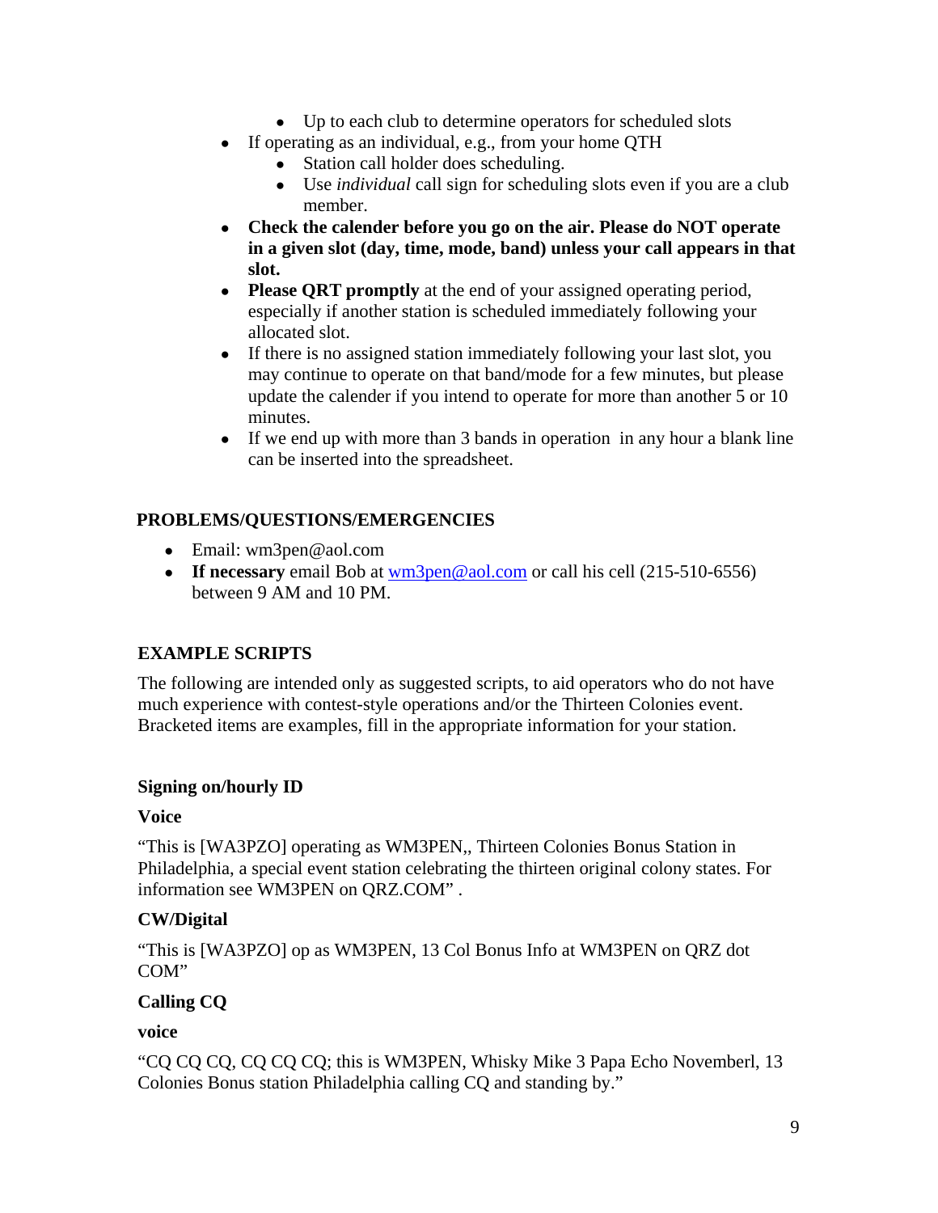- Up to each club to determine operators for scheduled slots
- If operating as an individual, e.g., from your home QTH
    - Station call holder does scheduling.
    - Use *individual* call sign for scheduling slots even if you are a club member.
- **Check the calender before you go on the air. Please do NOT operate in a given slot (day, time, mode, band) unless your call appears in that slot.**
- **Please QRT promptly** at the end of your assigned operating period, especially if another station is scheduled immediately following your allocated slot.
- If there is no assigned station immediately following your last slot, you may continue to operate on that band/mode for a few minutes, but please update the calender if you intend to operate for more than another 5 or 10 minutes.
- If we end up with more than 3 bands in operation in any hour a blank line can be inserted into the spreadsheet.

## PROBLEMS/QUESTIONS/EMERGENCIES

- Email: wm3pen@aol.com
- **If necessary** email Bob at wm3pen@aol.com or call his cell (215-510-6556) between 9 AM and 10 PM.

## EXAMPLE SCRIPTS

The following are intended only as suggested scripts, to aid operators who do not have much experience with contest-style operations and/or the Thirteen Colonies event. Bracketed items are examples, fill in the appropriate information for your station.

### Signing on/hourly ID

**Voice**

"This is [WA3PZO] operating as WM3PEN,, Thirteen Colonies Bonus Station in Philadelphia, a special event station celebrating the thirteen original colony states. For information see WM3PEN on QRZ.COM" .

**CW/Digital**

"This is [WA3PZO] op as WM3PEN, 13 Col Bonus Info at WM3PEN on QRZ dot COM"

### Calling CQ

**voice**

"CQ CQ CQ, CQ CQ CQ; this is WM3PEN, Whisky Mike 3 Papa Echo Novemberl, 13 Colonies Bonus station Philadelphia calling CQ and standing by."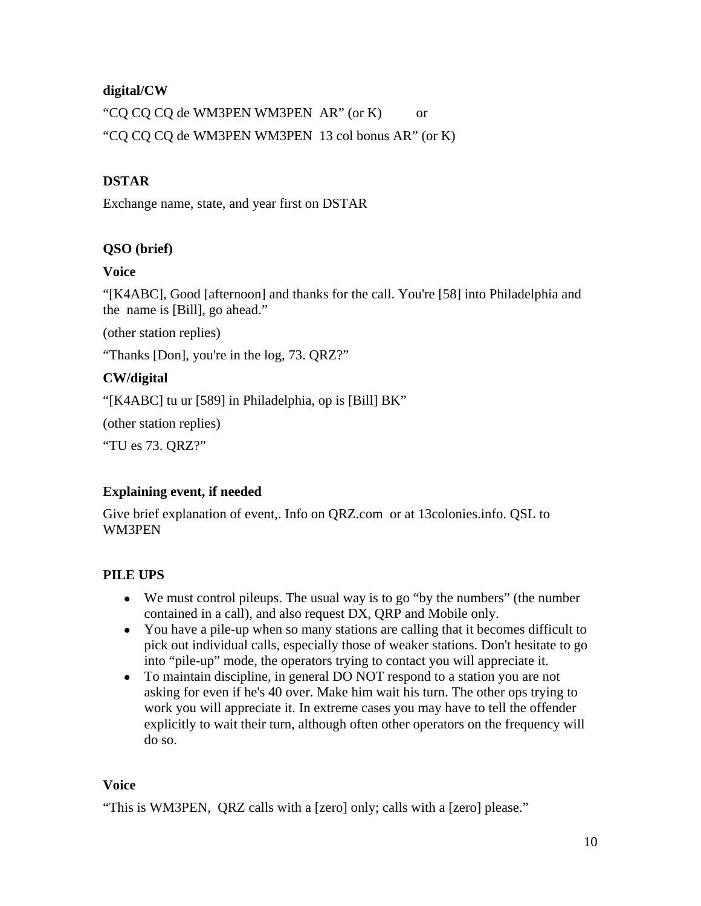**digital/CW**

“CQ CQ CQ de WM3PEN WM3PEN AR” (or K)   or

“CQ CQ CQ de WM3PEN WM3PEN 13 col bonus AR” (or K)

**DSTAR**

Exchange name, state, and year first on DSTAR

**QSO (brief)**

**Voice**

“[K4ABC], Good [afternoon] and thanks for the call. You're [58] into Philadelphia and the name is [Bill], go ahead.”

(other station replies)

“Thanks [Don], you're in the log, 73. QRZ?”

**CW/digital**

“[K4ABC] tu ur [589] in Philadelphia, op is [Bill] BK”

(other station replies)

“TU es 73. QRZ?”

**Explaining event, if needed**

Give brief explanation of event,. Info on QRZ.com or at 13colonies.info. QSL to WM3PEN

**PILE UPS**

- We must control pileups. The usual way is to go “by the numbers” (the number contained in a call), and also request DX, QRP and Mobile only.
- You have a pile-up when so many stations are calling that it becomes difficult to pick out individual calls, especially those of weaker stations. Don't hesitate to go into “pile-up” mode, the operators trying to contact you will appreciate it.
- To maintain discipline, in general DO NOT respond to a station you are not asking for even if he's 40 over. Make him wait his turn. The other ops trying to work you will appreciate it. In extreme cases you may have to tell the offender explicitly to wait their turn, although often other operators on the frequency will do so.

**Voice**

“This is WM3PEN, QRZ calls with a [zero] only; calls with a [zero] please.”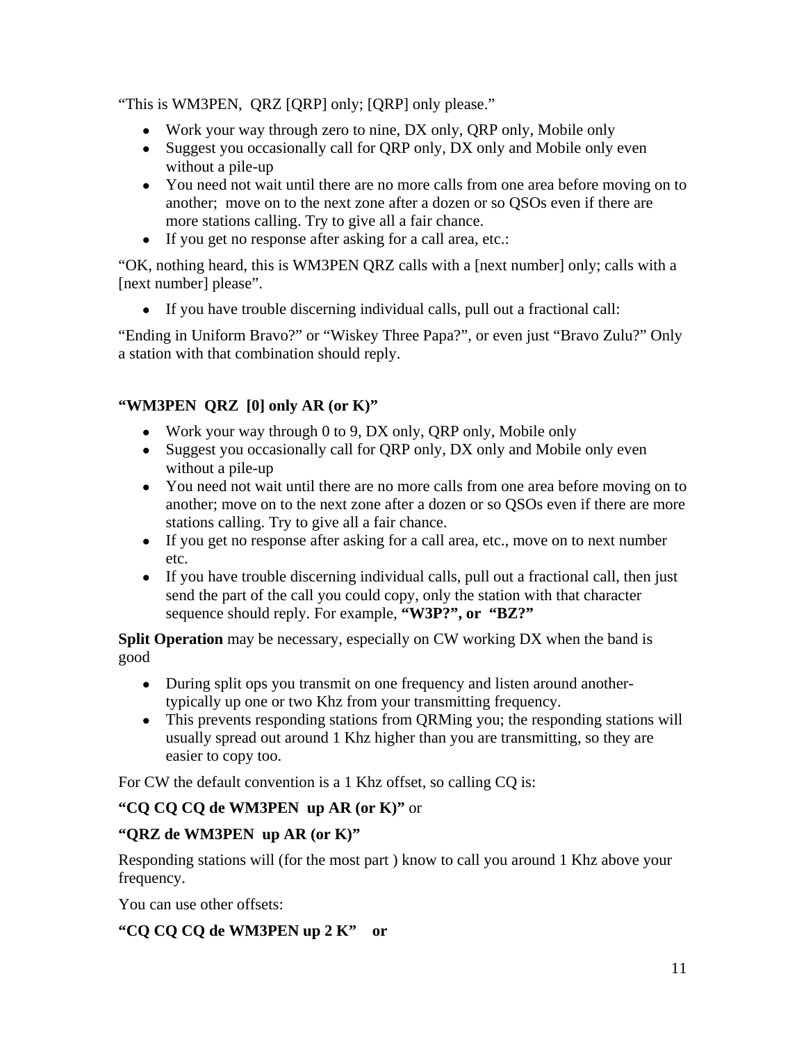"This is WM3PEN,  QRZ [QRP] only; [QRP] only please."

- Work your way through zero to nine, DX only, QRP only, Mobile only
- Suggest you occasionally call for QRP only, DX only and Mobile only even without a pile-up
- You need not wait until there are no more calls from one area before moving on to another;  move on to the next zone after a dozen or so QSOs even if there are more stations calling. Try to give all a fair chance.
- If you get no response after asking for a call area, etc.:

"OK, nothing heard, this is WM3PEN QRZ calls with a [next number] only; calls with a [next number] please".

- If you have trouble discerning individual calls, pull out a fractional call:

"Ending in Uniform Bravo?" or "Wiskey Three Papa?", or even just "Bravo Zulu?" Only a station with that combination should reply.

**"WM3PEN  QRZ  [0] only AR (or K)"**

- Work your way through 0 to 9, DX only, QRP only, Mobile only
- Suggest you occasionally call for QRP only, DX only and Mobile only even without a pile-up
- You need not wait until there are no more calls from one area before moving on to another; move on to the next zone after a dozen or so QSOs even if there are more stations calling. Try to give all a fair chance.
- If you get no response after asking for a call area, etc., move on to next number etc.
- If you have trouble discerning individual calls, pull out a fractional call, then just send the part of the call you could copy, only the station with that character sequence should reply. For example, **"W3P?", or  "BZ?"**

**Split Operation** may be necessary, especially on CW working DX when the band is good

- During split ops you transmit on one frequency and listen around another- typically up one or two Khz from your transmitting frequency.
- This prevents responding stations from QRMing you; the responding stations will usually spread out around 1 Khz higher than you are transmitting, so they are easier to copy too.

For CW the default convention is a 1 Khz offset, so calling CQ is:

**"CQ CQ CQ de WM3PEN  up AR (or K)"** or

**"QRZ de WM3PEN  up AR (or K)"**

Responding stations will (for the most part ) know to call you around 1 Khz above your frequency.

You can use other offsets:

**"CQ CQ CQ de WM3PEN up 2 K"    or**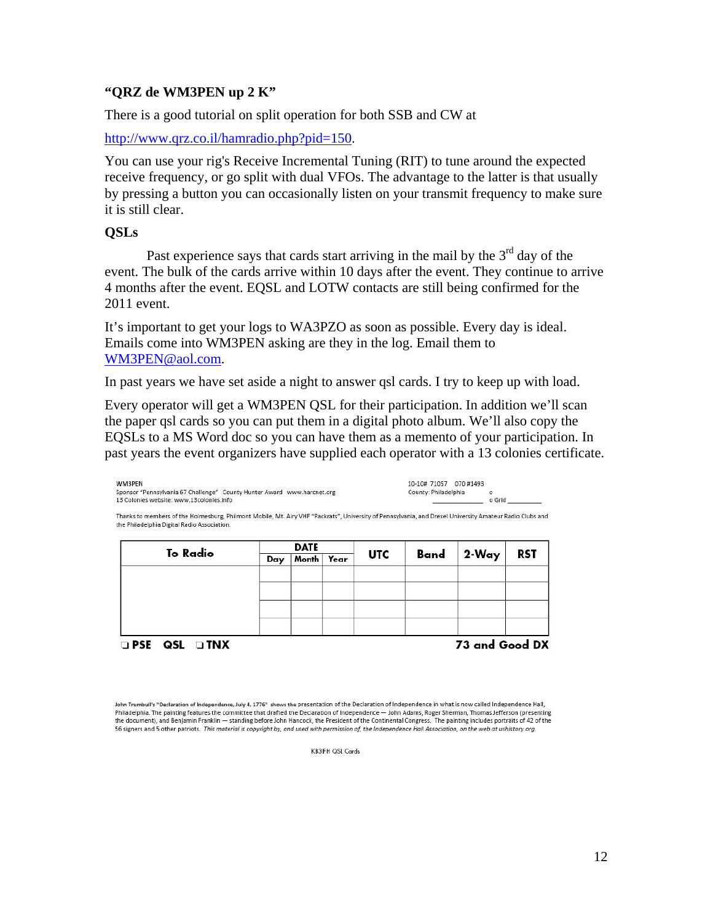### "QRZ de WM3PEN up 2 K"

There is a good tutorial on split operation for both SSB and CW at

http://www.qrz.co.il/hamradio.php?pid=150.

You can use your rig's Receive Incremental Tuning (RIT) to tune around the expected receive frequency, or go split with dual VFOs. The advantage to the latter is that usually by pressing a button you can occasionally listen on your transmit frequency to make sure it is still clear.

### QSLs

Past experience says that cards start arriving in the mail by the 3rd day of the event. The bulk of the cards arrive within 10 days after the event. They continue to arrive 4 months after the event. EQSL and LOTW contacts are still being confirmed for the 2011 event.

It's important to get your logs to WA3PZO as soon as possible. Every day is ideal. Emails come into WM3PEN asking are they in the log. Email them to WM3PEN@aol.com.

In past years we have set aside a night to answer qsl cards. I try to keep up with load.

Every operator will get a WM3PEN QSL for their participation. In addition we'll scan the paper qsl cards so you can put them in a digital photo album. We'll also copy the EQSLs to a MS Word doc so you can have them as a memento of your participation. In past years the event organizers have supplied each operator with a 13 colonies certificate.

WM3PEN
Sponsor "Pennsylvania 67 Challenge" County Hunter Award www.harcnet.org
13 Colonies website: www.13colonies.info

10-10# 71057 070 #1493
County: Philadelphia o
o Grid ________

Thanks to members of the Holmesburg, Philmont Mobile, Mt. Airy VHF "Packrats", University of Pennsylvania, and Drexel University Amateur Radio Clubs and the Philadelphia Digital Radio Association.

| To Radio | DATE | | | UTC | Band | 2-Way | RST |
|---|---|---|---|---|---|---|---|
| | Day | Month | Year | | | | |
| | | | | | | | |
| | | | | | | | |
| | | | | | | | |
| | | | | | | | |

❑ PSE QSL ❑ TNX 73 and Good DX

John Trumbull's "Declaration of Independence, July 4, 1776" shows the presentation of the Declaration of Independence in what is now called Independence Hall, Philadelphia. The painting features the committee that drafted the Declaration of Independence — John Adams, Roger Sherman, Thomas Jefferson (presenting the document), and Benjamin Franklin — standing before John Hancock, the President of the Continental Congress. The painting includes portraits of 42 of the 56 signers and 5 other patriots. *This material is copyright by, and used with permission of, the Independence Hall Association, on the web at ushistory.org.*

KB3IFH QSL Cards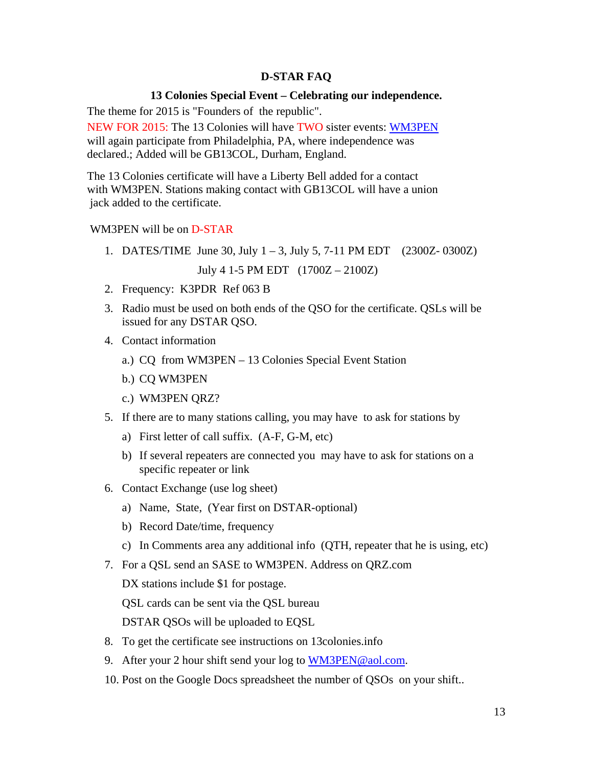## D-STAR FAQ

### 13 Colonies Special Event – Celebrating our independence.

The theme for 2015 is "Founders of the republic".

NEW FOR 2015: The 13 Colonies will have TWO sister events: WM3PEN will again participate from Philadelphia, PA, where independence was declared.; Added will be GB13COL, Durham, England.

The 13 Colonies certificate will have a Liberty Bell added for a contact with WM3PEN. Stations making contact with GB13COL will have a union jack added to the certificate.

WM3PEN will be on D-STAR

1. DATES/TIME June 30, July 1 – 3, July 5, 7-11 PM EDT (2300Z- 0300Z)

   July 4 1-5 PM EDT (1700Z – 2100Z)

2. Frequency: K3PDR Ref 063 B
3. Radio must be used on both ends of the QSO for the certificate. QSLs will be issued for any DSTAR QSO.
4. Contact information
   - a.) CQ from WM3PEN – 13 Colonies Special Event Station
   - b.) CQ WM3PEN
   - c.) WM3PEN QRZ?
5. If there are to many stations calling, you may have to ask for stations by
   - a) First letter of call suffix. (A-F, G-M, etc)
   - b) If several repeaters are connected you may have to ask for stations on a specific repeater or link
6. Contact Exchange (use log sheet)
   - a) Name, State, (Year first on DSTAR-optional)
   - b) Record Date/time, frequency
   - c) In Comments area any additional info (QTH, repeater that he is using, etc)
7. For a QSL send an SASE to WM3PEN. Address on QRZ.com

   DX stations include $1 for postage.

   QSL cards can be sent via the QSL bureau

   DSTAR QSOs will be uploaded to EQSL

8. To get the certificate see instructions on 13colonies.info
9. After your 2 hour shift send your log to WM3PEN@aol.com.
10. Post on the Google Docs spreadsheet the number of QSOs on your shift..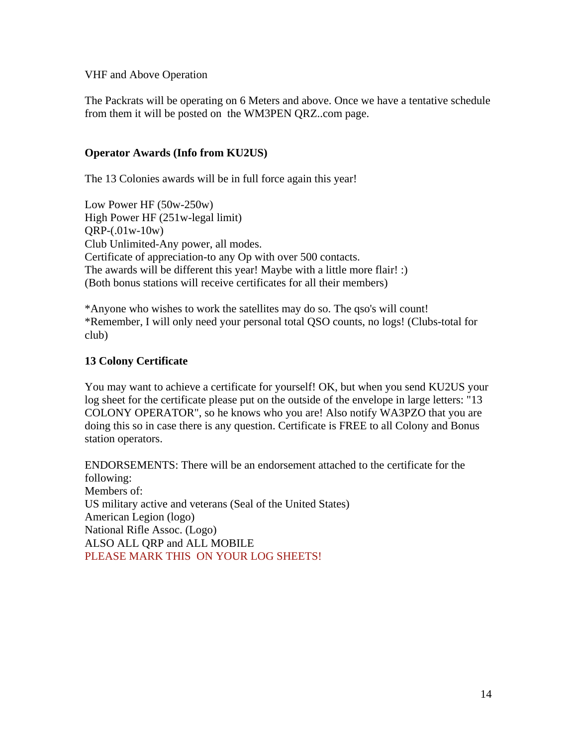VHF and Above Operation

The Packrats will be operating on 6 Meters and above. Once we have a tentative schedule from them it will be posted on the WM3PEN QRZ..com page.

**Operator Awards (Info from KU2US)**

The 13 Colonies awards will be in full force again this year!

Low Power HF (50w-250w)
High Power HF (251w-legal limit)
QRP-(.01w-10w)
Club Unlimited-Any power, all modes.
Certificate of appreciation-to any Op with over 500 contacts.
The awards will be different this year! Maybe with a little more flair! :)
(Both bonus stations will receive certificates for all their members)

*Anyone who wishes to work the satellites may do so. The qso's will count!
*Remember, I will only need your personal total QSO counts, no logs! (Clubs-total for club)

**13 Colony Certificate**

You may want to achieve a certificate for yourself! OK, but when you send KU2US your log sheet for the certificate please put on the outside of the envelope in large letters: "13 COLONY OPERATOR", so he knows who you are! Also notify WA3PZO that you are doing this so in case there is any question. Certificate is FREE to all Colony and Bonus station operators.

ENDORSEMENTS: There will be an endorsement attached to the certificate for the following:
Members of:
US military active and veterans (Seal of the United States)
American Legion (logo)
National Rifle Assoc. (Logo)
ALSO ALL QRP and ALL MOBILE
PLEASE MARK THIS ON YOUR LOG SHEETS!